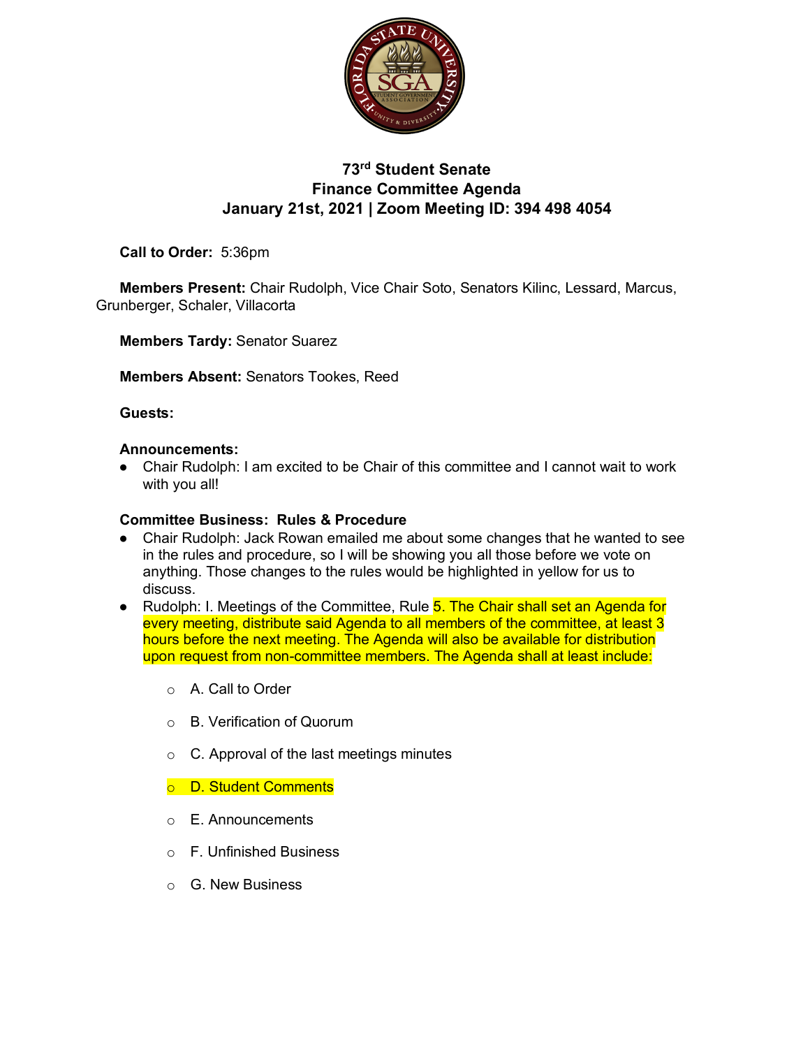### 73rd Student Senate
### Finance Committee Agenda
### January 21st, 2021 | Zoom Meeting ID: 394 498 4054

**Call to Order:** 5:36pm

**Members Present:** Chair Rudolph, Vice Chair Soto, Senators Kilinc, Lessard, Marcus, Grunberger, Schaler, Villacorta

**Members Tardy:** Senator Suarez

**Members Absent:** Senators Tookes, Reed

**Guests:**

**Announcements:**

- Chair Rudolph: I am excited to be Chair of this committee and I cannot wait to work with you all!

**Committee Business: Rules & Procedure**

- Chair Rudolph: Jack Rowan emailed me about some changes that he wanted to see in the rules and procedure, so I will be showing you all those before we vote on anything. Those changes to the rules would be highlighted in yellow for us to discuss.
- Rudolph: I. Meetings of the Committee, Rule 5. The Chair shall set an Agenda for every meeting, distribute said Agenda to all members of the committee, at least 3 hours before the next meeting. The Agenda will also be available for distribution upon request from non-committee members. The Agenda shall at least include:
    - A. Call to Order
    - B. Verification of Quorum
    - C. Approval of the last meetings minutes
    - D. Student Comments
    - E. Announcements
    - F. Unfinished Business
    - G. New Business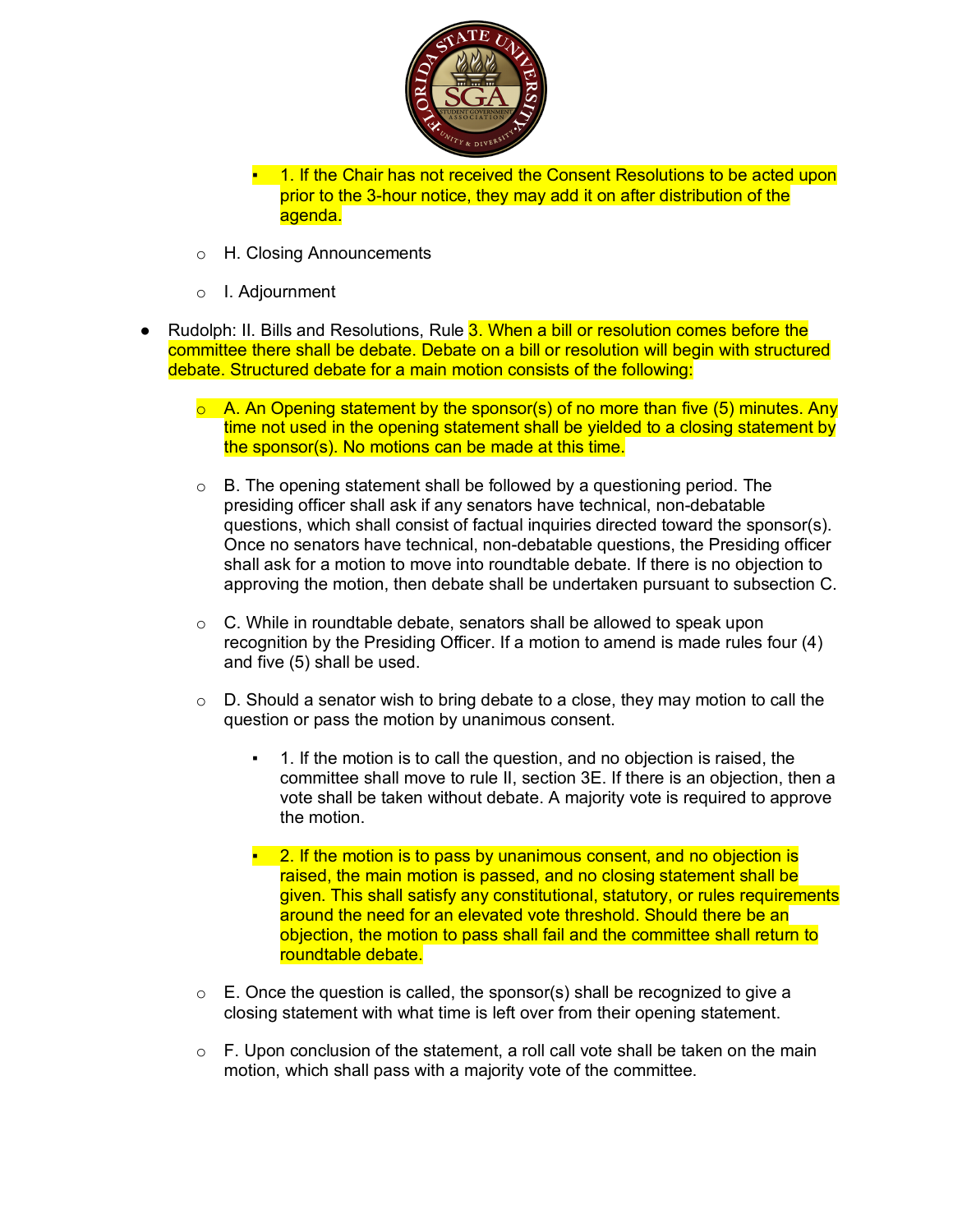- 1. If the Chair has not received the Consent Resolutions to be acted upon prior to the 3-hour notice, they may add it on after distribution of the agenda.

- H. Closing Announcements

- I. Adjournment

- Rudolph: II. Bills and Resolutions, Rule 3. When a bill or resolution comes before the committee there shall be debate. Debate on a bill or resolution will begin with structured debate. Structured debate for a main motion consists of the following:

  - A. An Opening statement by the sponsor(s) of no more than five (5) minutes. Any time not used in the opening statement shall be yielded to a closing statement by the sponsor(s). No motions can be made at this time.

  - B. The opening statement shall be followed by a questioning period. The presiding officer shall ask if any senators have technical, non-debatable questions, which shall consist of factual inquiries directed toward the sponsor(s). Once no senators have technical, non-debatable questions, the Presiding officer shall ask for a motion to move into roundtable debate. If there is no objection to approving the motion, then debate shall be undertaken pursuant to subsection C.

  - C. While in roundtable debate, senators shall be allowed to speak upon recognition by the Presiding Officer. If a motion to amend is made rules four (4) and five (5) shall be used.

  - D. Should a senator wish to bring debate to a close, they may motion to call the question or pass the motion by unanimous consent.

    - 1. If the motion is to call the question, and no objection is raised, the committee shall move to rule II, section 3E. If there is an objection, then a vote shall be taken without debate. A majority vote is required to approve the motion.

    - 2. If the motion is to pass by unanimous consent, and no objection is raised, the main motion is passed, and no closing statement shall be given. This shall satisfy any constitutional, statutory, or rules requirements around the need for an elevated vote threshold. Should there be an objection, the motion to pass shall fail and the committee shall return to roundtable debate.

  - E. Once the question is called, the sponsor(s) shall be recognized to give a closing statement with what time is left over from their opening statement.

  - F. Upon conclusion of the statement, a roll call vote shall be taken on the main motion, which shall pass with a majority vote of the committee.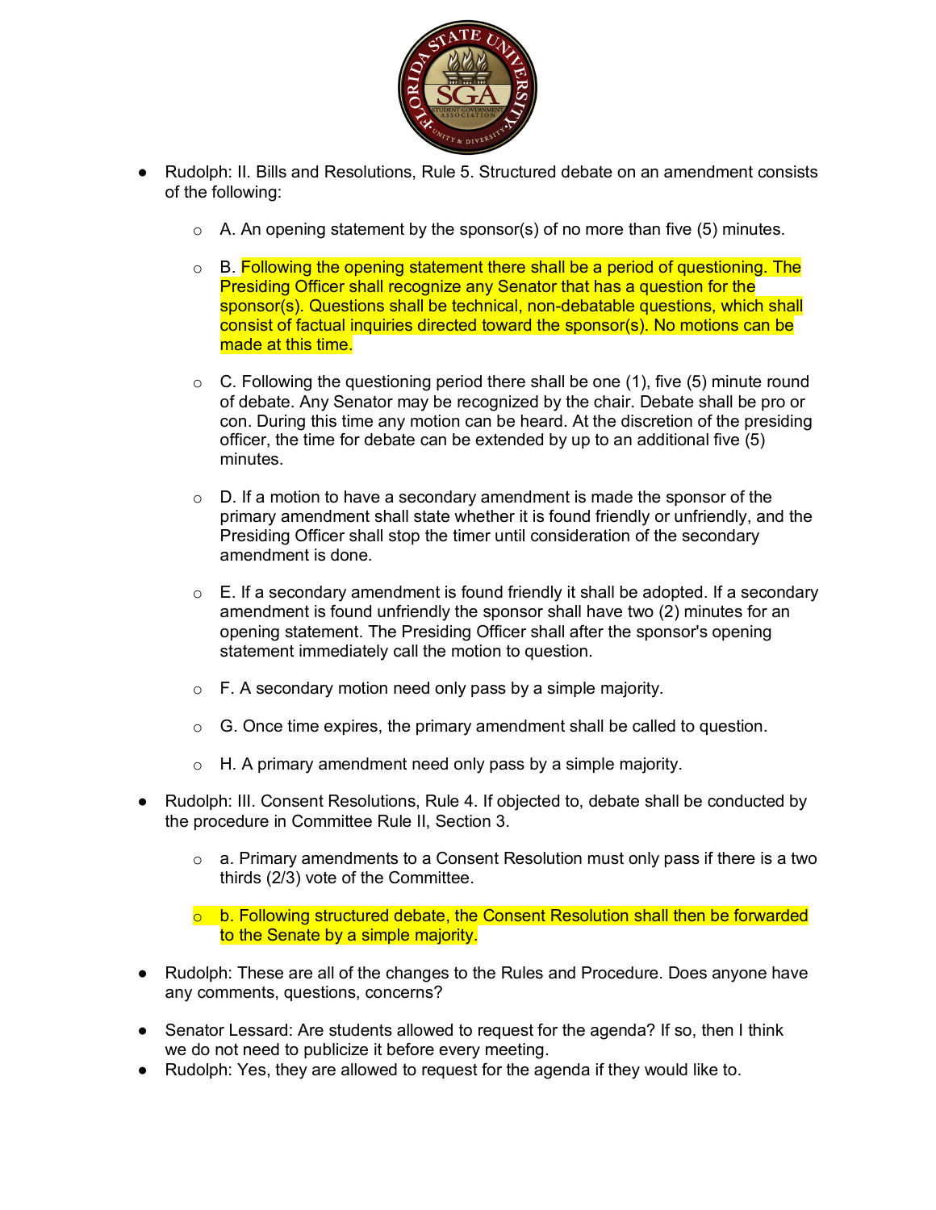- Rudolph: II. Bills and Resolutions, Rule 5. Structured debate on an amendment consists of the following:
  - A. An opening statement by the sponsor(s) of no more than five (5) minutes.
  - B. Following the opening statement there shall be a period of questioning. The Presiding Officer shall recognize any Senator that has a question for the sponsor(s). Questions shall be technical, non-debatable questions, which shall consist of factual inquiries directed toward the sponsor(s). No motions can be made at this time.
  - C. Following the questioning period there shall be one (1), five (5) minute round of debate. Any Senator may be recognized by the chair. Debate shall be pro or con. During this time any motion can be heard. At the discretion of the presiding officer, the time for debate can be extended by up to an additional five (5) minutes.
  - D. If a motion to have a secondary amendment is made the sponsor of the primary amendment shall state whether it is found friendly or unfriendly, and the Presiding Officer shall stop the timer until consideration of the secondary amendment is done.
  - E. If a secondary amendment is found friendly it shall be adopted. If a secondary amendment is found unfriendly the sponsor shall have two (2) minutes for an opening statement. The Presiding Officer shall after the sponsor's opening statement immediately call the motion to question.
  - F. A secondary motion need only pass by a simple majority.
  - G. Once time expires, the primary amendment shall be called to question.
  - H. A primary amendment need only pass by a simple majority.
- Rudolph: III. Consent Resolutions, Rule 4. If objected to, debate shall be conducted by the procedure in Committee Rule II, Section 3.
  - a. Primary amendments to a Consent Resolution must only pass if there is a two thirds (2/3) vote of the Committee.
  - b. Following structured debate, the Consent Resolution shall then be forwarded to the Senate by a simple majority.
- Rudolph: These are all of the changes to the Rules and Procedure. Does anyone have any comments, questions, concerns?
- Senator Lessard: Are students allowed to request for the agenda? If so, then I think we do not need to publicize it before every meeting.
- Rudolph: Yes, they are allowed to request for the agenda if they would like to.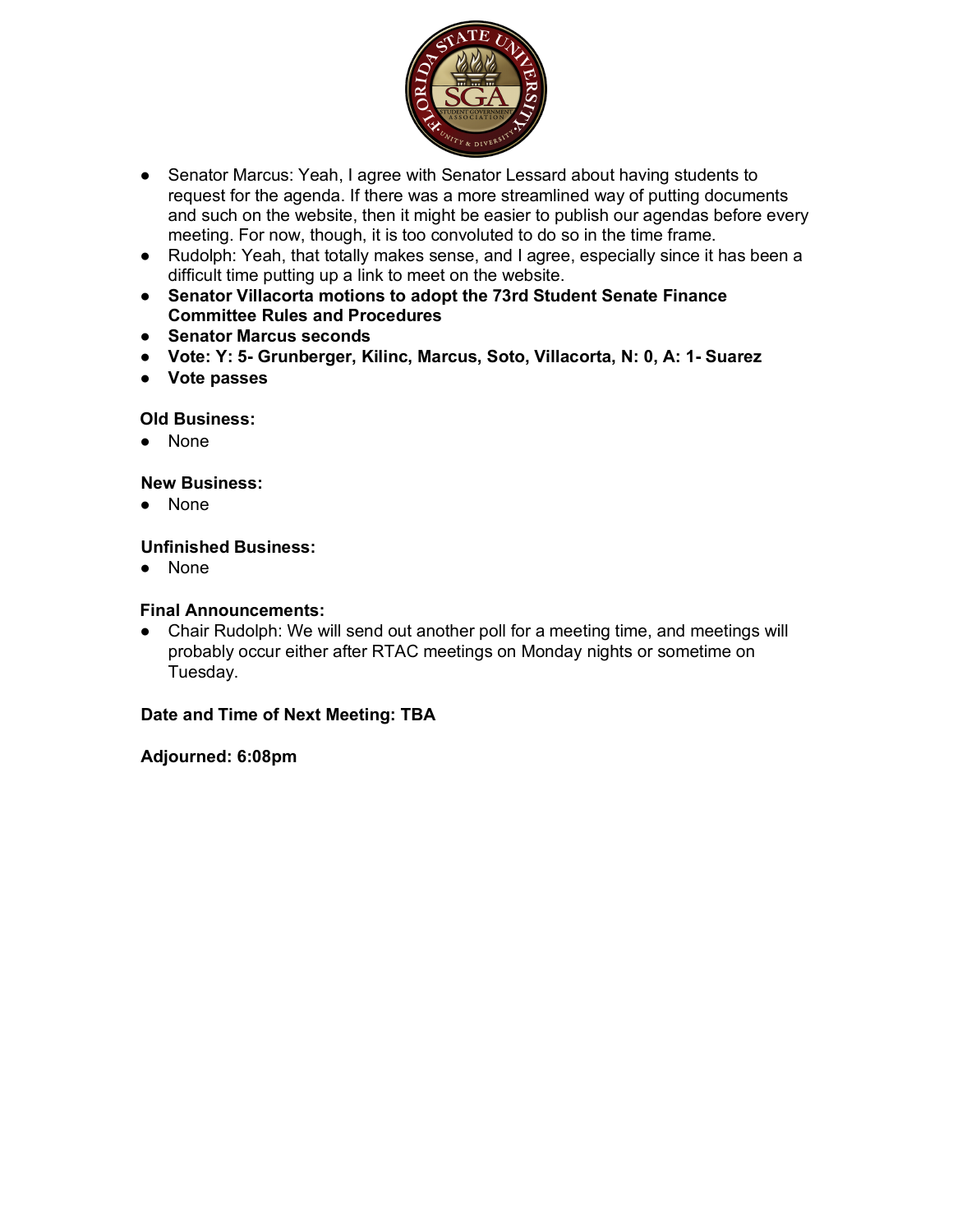- Senator Marcus: Yeah, I agree with Senator Lessard about having students to request for the agenda. If there was a more streamlined way of putting documents and such on the website, then it might be easier to publish our agendas before every meeting. For now, though, it is too convoluted to do so in the time frame.
- Rudolph: Yeah, that totally makes sense, and I agree, especially since it has been a difficult time putting up a link to meet on the website.
- **Senator Villacorta motions to adopt the 73rd Student Senate Finance Committee Rules and Procedures**
- **Senator Marcus seconds**
- **Vote: Y: 5- Grunberger, Kilinc, Marcus, Soto, Villacorta, N: 0, A: 1- Suarez**
- **Vote passes**

**Old Business:**
- None

**New Business:**
- None

**Unfinished Business:**
- None

**Final Announcements:**
- Chair Rudolph: We will send out another poll for a meeting time, and meetings will probably occur either after RTAC meetings on Monday nights or sometime on Tuesday.

**Date and Time of Next Meeting: TBA**

**Adjourned: 6:08pm**